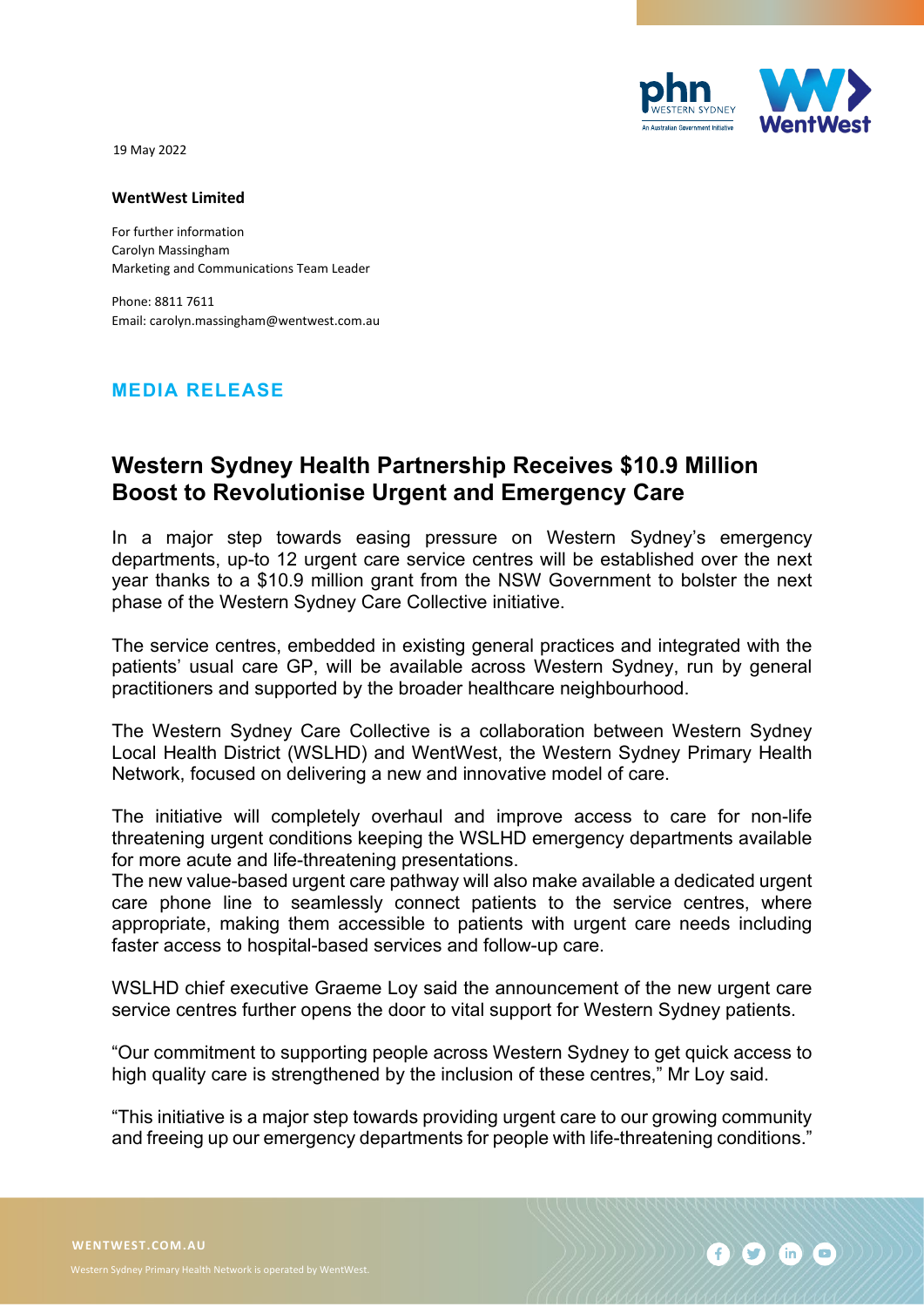19 May 2022

**WentWest Limited**

For further information
Carolyn Massingham
Marketing and Communications Team Leader

Phone: 8811 7611
Email: carolyn.massingham@wentwest.com.au

## MEDIA RELEASE

# Western Sydney Health Partnership Receives $10.9 Million Boost to Revolutionise Urgent and Emergency Care

In a major step towards easing pressure on Western Sydney's emergency departments, up-to 12 urgent care service centres will be established over the next year thanks to a $10.9 million grant from the NSW Government to bolster the next phase of the Western Sydney Care Collective initiative.

The service centres, embedded in existing general practices and integrated with the patients' usual care GP, will be available across Western Sydney, run by general practitioners and supported by the broader healthcare neighbourhood.

The Western Sydney Care Collective is a collaboration between Western Sydney Local Health District (WSLHD) and WentWest, the Western Sydney Primary Health Network, focused on delivering a new and innovative model of care.

The initiative will completely overhaul and improve access to care for non-life threatening urgent conditions keeping the WSLHD emergency departments available for more acute and life-threatening presentations.
The new value-based urgent care pathway will also make available a dedicated urgent care phone line to seamlessly connect patients to the service centres, where appropriate, making them accessible to patients with urgent care needs including faster access to hospital-based services and follow-up care.

WSLHD chief executive Graeme Loy said the announcement of the new urgent care service centres further opens the door to vital support for Western Sydney patients.

"Our commitment to supporting people across Western Sydney to get quick access to high quality care is strengthened by the inclusion of these centres," Mr Loy said.

"This initiative is a major step towards providing urgent care to our growing community and freeing up our emergency departments for people with life-threatening conditions."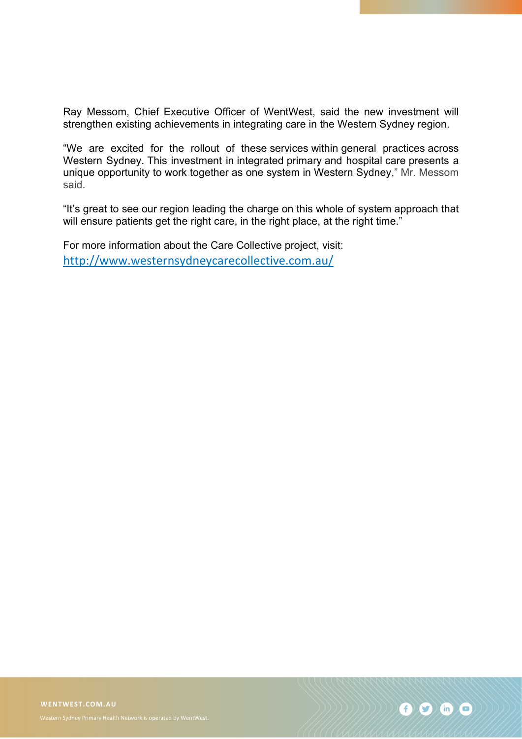Ray Messom, Chief Executive Officer of WentWest, said the new investment will strengthen existing achievements in integrating care in the Western Sydney region.

“We are excited for the rollout of these services within general practices across Western Sydney. This investment in integrated primary and hospital care presents a unique opportunity to work together as one system in Western Sydney,” Mr. Messom said.

“It’s great to see our region leading the charge on this whole of system approach that will ensure patients get the right care, in the right place, at the right time.”

For more information about the Care Collective project, visit:
http://www.westernsydneycarecollective.com.au/